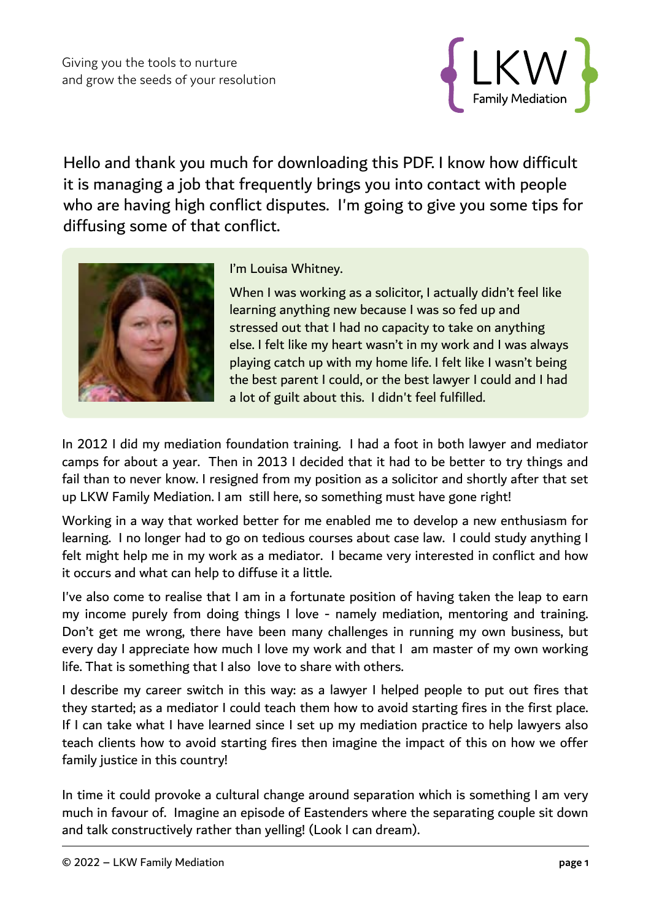Giving you the tools to nurture
and grow the seeds of your resolution

LKW
Family Mediation

Hello and thank you much for downloading this PDF. I know how difficult it is managing a job that frequently brings you into contact with people who are having high conflict disputes. I'm going to give you some tips for diffusing some of that conflict.

I'm Louisa Whitney.

When I was working as a solicitor, I actually didn't feel like learning anything new because I was so fed up and stressed out that I had no capacity to take on anything else. I felt like my heart wasn't in my work and I was always playing catch up with my home life. I felt like I wasn't being the best parent I could, or the best lawyer I could and I had a lot of guilt about this. I didn't feel fulfilled.

In 2012 I did my mediation foundation training. I had a foot in both lawyer and mediator camps for about a year. Then in 2013 I decided that it had to be better to try things and fail than to never know. I resigned from my position as a solicitor and shortly after that set up LKW Family Mediation. I am still here, so something must have gone right!

Working in a way that worked better for me enabled me to develop a new enthusiasm for learning. I no longer had to go on tedious courses about case law. I could study anything I felt might help me in my work as a mediator. I became very interested in conflict and how it occurs and what can help to diffuse it a little.

I've also come to realise that I am in a fortunate position of having taken the leap to earn my income purely from doing things I love - namely mediation, mentoring and training. Don't get me wrong, there have been many challenges in running my own business, but every day I appreciate how much I love my work and that I am master of my own working life. That is something that I also love to share with others.

I describe my career switch in this way: as a lawyer I helped people to put out fires that they started; as a mediator I could teach them how to avoid starting fires in the first place. If I can take what I have learned since I set up my mediation practice to help lawyers also teach clients how to avoid starting fires then imagine the impact of this on how we offer family justice in this country!

In time it could provoke a cultural change around separation which is something I am very much in favour of. Imagine an episode of Eastenders where the separating couple sit down and talk constructively rather than yelling! (Look I can dream).

© 2022 – LKW Family Mediation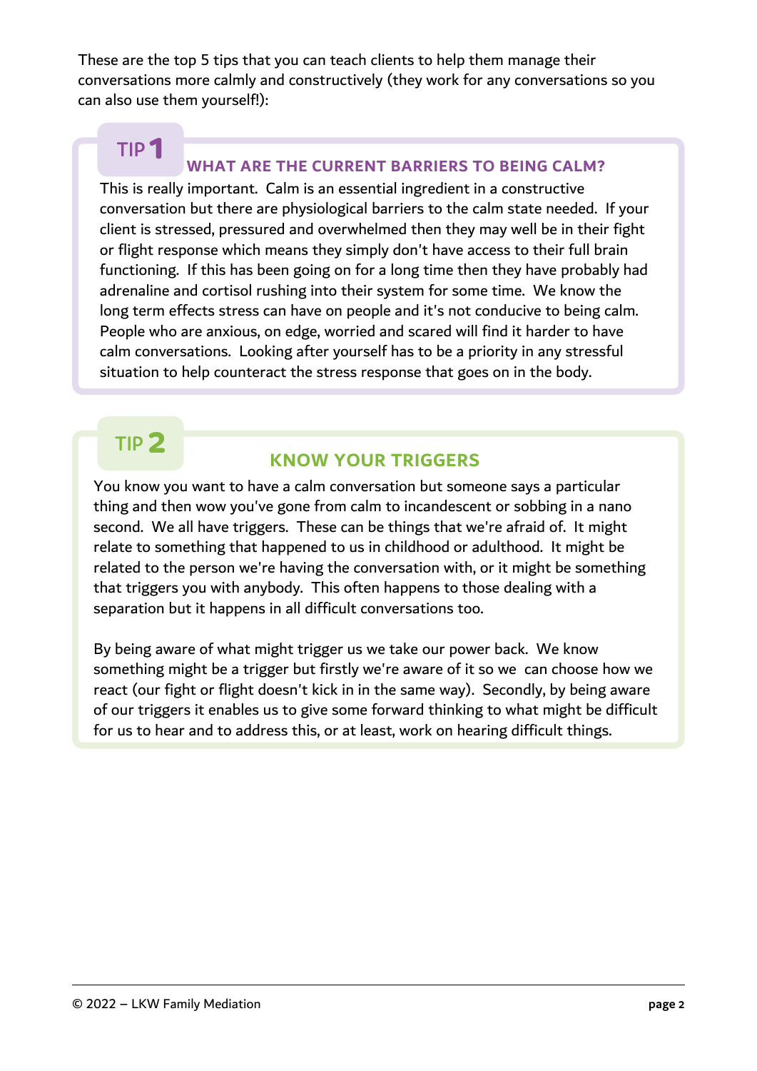These are the top 5 tips that you can teach clients to help them manage their conversations more calmly and constructively (they work for any conversations so you can also use them yourself!):

## TIP 1

### WHAT ARE THE CURRENT BARRIERS TO BEING CALM?

This is really important. Calm is an essential ingredient in a constructive conversation but there are physiological barriers to the calm state needed. If your client is stressed, pressured and overwhelmed then they may well be in their fight or flight response which means they simply don't have access to their full brain functioning. If this has been going on for a long time then they have probably had adrenaline and cortisol rushing into their system for some time. We know the long term effects stress can have on people and it's not conducive to being calm. People who are anxious, on edge, worried and scared will find it harder to have calm conversations. Looking after yourself has to be a priority in any stressful situation to help counteract the stress response that goes on in the body.

## TIP 2

### KNOW YOUR TRIGGERS

You know you want to have a calm conversation but someone says a particular thing and then wow you've gone from calm to incandescent or sobbing in a nano second. We all have triggers. These can be things that we're afraid of. It might relate to something that happened to us in childhood or adulthood. It might be related to the person we're having the conversation with, or it might be something that triggers you with anybody. This often happens to those dealing with a separation but it happens in all difficult conversations too.

By being aware of what might trigger us we take our power back. We know something might be a trigger but firstly we're aware of it so we can choose how we react (our fight or flight doesn't kick in in the same way). Secondly, by being aware of our triggers it enables us to give some forward thinking to what might be difficult for us to hear and to address this, or at least, work on hearing difficult things.

© 2022 – LKW Family Mediation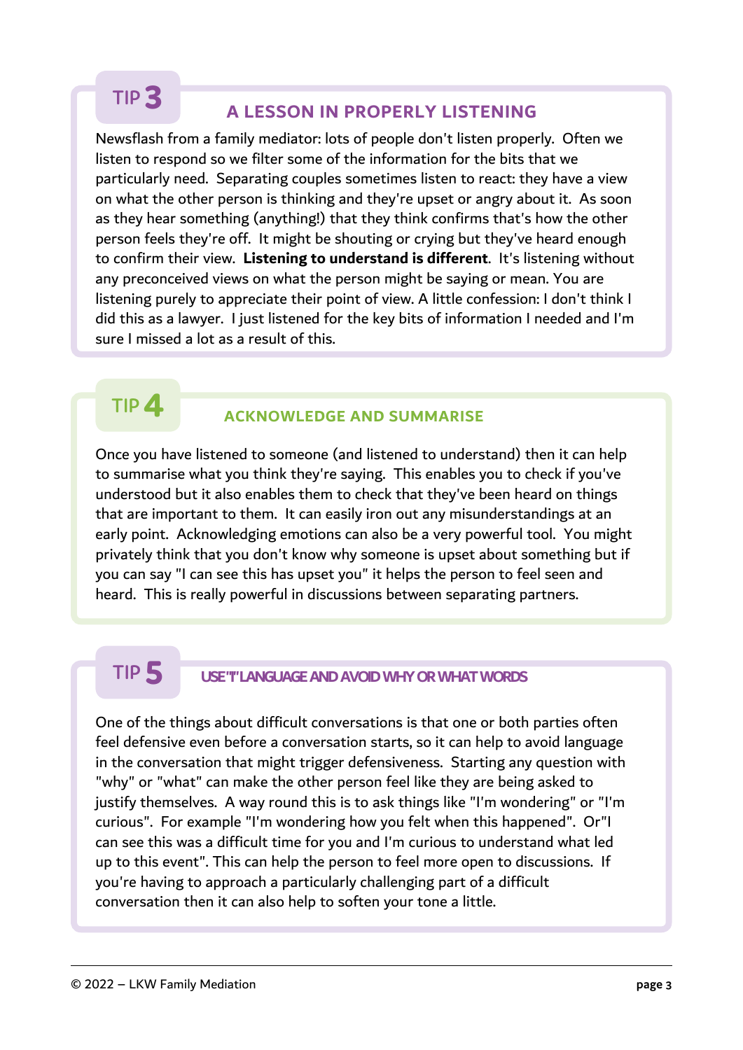## TIP 3

### A LESSON IN PROPERLY LISTENING

Newsflash from a family mediator: lots of people don't listen properly. Often we listen to respond so we filter some of the information for the bits that we particularly need. Separating couples sometimes listen to react: they have a view on what the other person is thinking and they're upset or angry about it. As soon as they hear something (anything!) that they think confirms that's how the other person feels they're off. It might be shouting or crying but they've heard enough to confirm their view. **Listening to understand is different**. It's listening without any preconceived views on what the person might be saying or mean. You are listening purely to appreciate their point of view. A little confession: I don't think I did this as a lawyer. I just listened for the key bits of information I needed and I'm sure I missed a lot as a result of this.

## TIP 4

### ACKNOWLEDGE AND SUMMARISE

Once you have listened to someone (and listened to understand) then it can help to summarise what you think they're saying. This enables you to check if you've understood but it also enables them to check that they've been heard on things that are important to them. It can easily iron out any misunderstandings at an early point. Acknowledging emotions can also be a very powerful tool. You might privately think that you don't know why someone is upset about something but if you can say "I can see this has upset you" it helps the person to feel seen and heard. This is really powerful in discussions between separating partners.

## TIP 5

### USE "I" LANGUAGE AND AVOID WHY OR WHAT WORDS

One of the things about difficult conversations is that one or both parties often feel defensive even before a conversation starts, so it can help to avoid language in the conversation that might trigger defensiveness. Starting any question with "why" or "what" can make the other person feel like they are being asked to justify themselves. A way round this is to ask things like "I'm wondering" or "I'm curious". For example "I'm wondering how you felt when this happened". Or"I can see this was a difficult time for you and I'm curious to understand what led up to this event". This can help the person to feel more open to discussions. If you're having to approach a particularly challenging part of a difficult conversation then it can also help to soften your tone a little.

© 2022 – LKW Family Mediation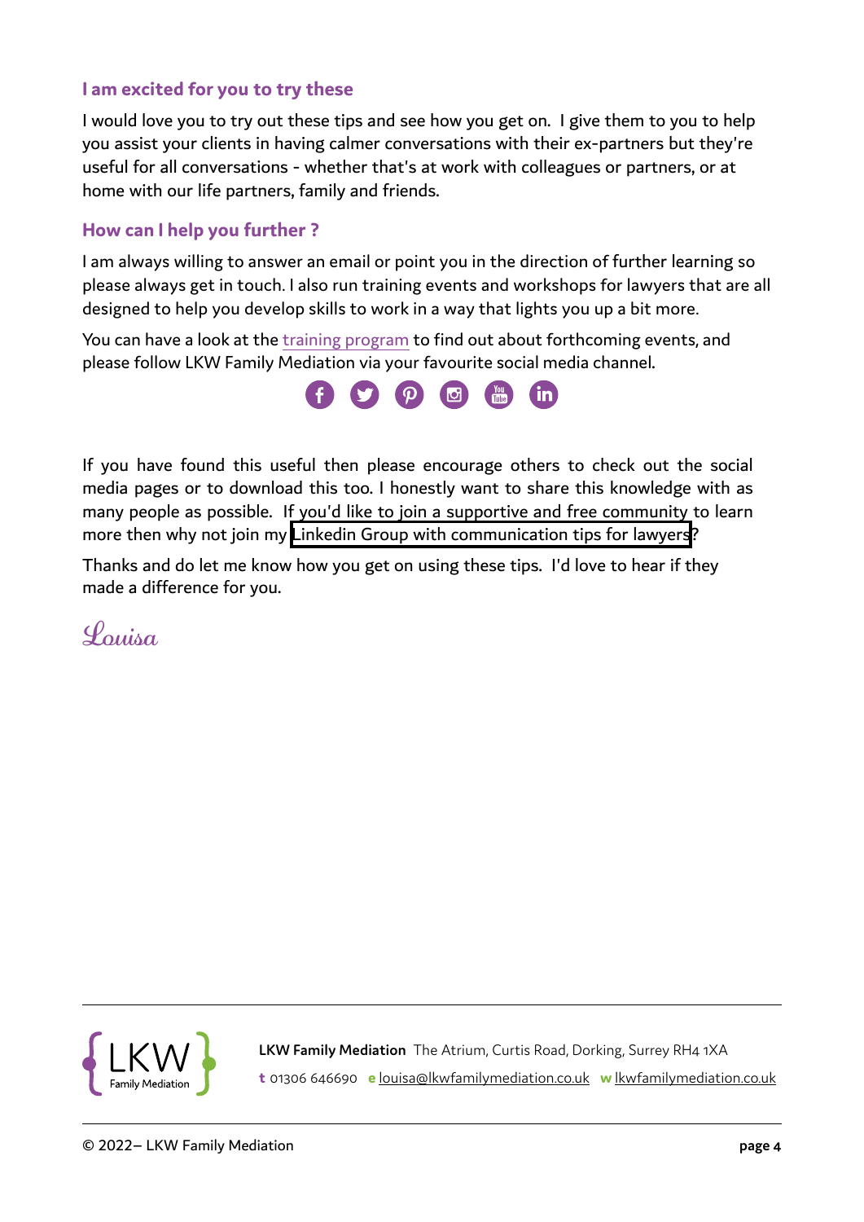### I am excited for you to try these

I would love you to try out these tips and see how you get on. I give them to you to help you assist your clients in having calmer conversations with their ex-partners but they're useful for all conversations - whether that's at work with colleagues or partners, or at home with our life partners, family and friends.

### How can I help you further ?

I am always willing to answer an email or point you in the direction of further learning so please always get in touch. I also run training events and workshops for lawyers that are all designed to help you develop skills to work in a way that lights you up a bit more.

You can have a look at the training program to find out about forthcoming events, and please follow LKW Family Mediation via your favourite social media channel.

If you have found this useful then please encourage others to check out the social media pages or to download this too. I honestly want to share this knowledge with as many people as possible. If you'd like to join a supportive and free community to learn more then why not join my Linkedin Group with communication tips for lawyers?

Thanks and do let me know how you get on using these tips. I'd love to hear if they made a difference for you.

*Louisa*

LKW Family Mediation

**LKW Family Mediation** The Atrium, Curtis Road, Dorking, Surrey RH4 1XA

**t** 01306 646690 **e** louisa@lkwfamilymediation.co.uk **w** lkwfamilymediation.co.uk

© 2022– LKW Family Mediation